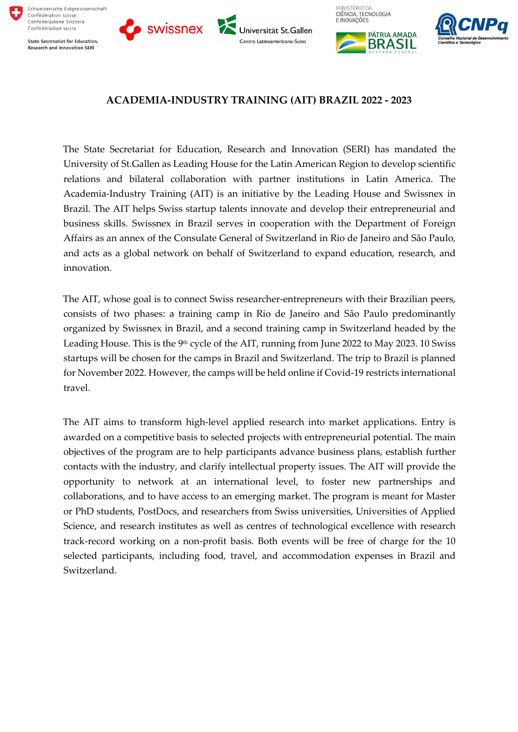# ACADEMIA-INDUSTRY TRAINING (AIT) BRAZIL 2022 - 2023

The State Secretariat for Education, Research and Innovation (SERI) has mandated the University of St.Gallen as Leading House for the Latin American Region to develop scientific relations and bilateral collaboration with partner institutions in Latin America. The Academia-Industry Training (AIT) is an initiative by the Leading House and Swissnex in Brazil. The AIT helps Swiss startup talents innovate and develop their entrepreneurial and business skills. Swissnex in Brazil serves in cooperation with the Department of Foreign Affairs as an annex of the Consulate General of Switzerland in Rio de Janeiro and São Paulo, and acts as a global network on behalf of Switzerland to expand education, research, and innovation.

The AIT, whose goal is to connect Swiss researcher-entrepreneurs with their Brazilian peers, consists of two phases: a training camp in Rio de Janeiro and São Paulo predominantly organized by Swissnex in Brazil, and a second training camp in Switzerland headed by the Leading House. This is the 9th cycle of the AIT, running from June 2022 to May 2023. 10 Swiss startups will be chosen for the camps in Brazil and Switzerland. The trip to Brazil is planned for November 2022. However, the camps will be held online if Covid-19 restricts international travel.

The AIT aims to transform high-level applied research into market applications. Entry is awarded on a competitive basis to selected projects with entrepreneurial potential. The main objectives of the program are to help participants advance business plans, establish further contacts with the industry, and clarify intellectual property issues. The AIT will provide the opportunity to network at an international level, to foster new partnerships and collaborations, and to have access to an emerging market. The program is meant for Master or PhD students, PostDocs, and researchers from Swiss universities, Universities of Applied Science, and research institutes as well as centres of technological excellence with research track-record working on a non-profit basis. Both events will be free of charge for the 10 selected participants, including food, travel, and accommodation expenses in Brazil and Switzerland.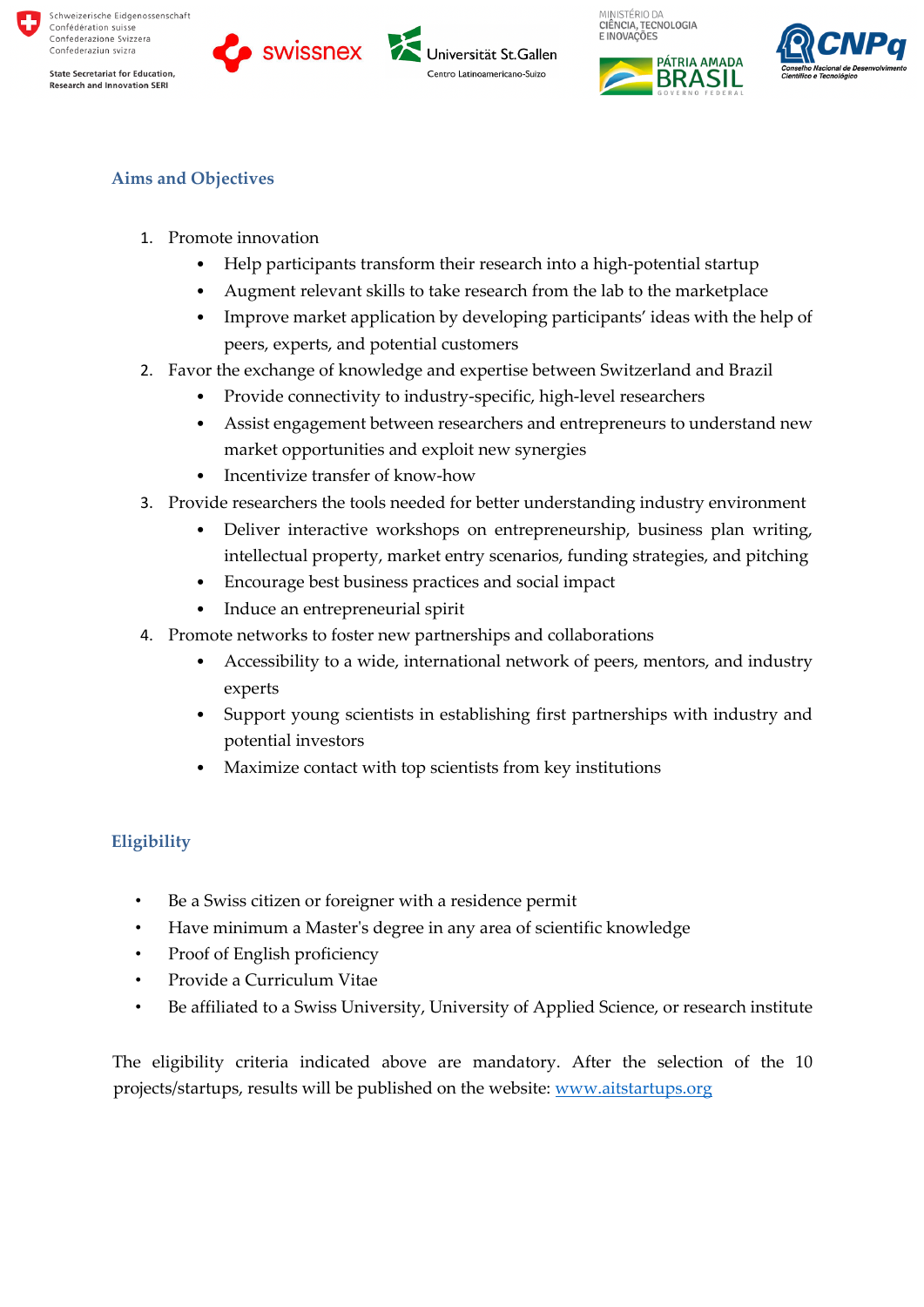## Aims and Objectives

1. Promote innovation
   - Help participants transform their research into a high-potential startup
   - Augment relevant skills to take research from the lab to the marketplace
   - Improve market application by developing participants' ideas with the help of peers, experts, and potential customers
2. Favor the exchange of knowledge and expertise between Switzerland and Brazil
   - Provide connectivity to industry-specific, high-level researchers
   - Assist engagement between researchers and entrepreneurs to understand new market opportunities and exploit new synergies
   - Incentivize transfer of know-how
3. Provide researchers the tools needed for better understanding industry environment
   - Deliver interactive workshops on entrepreneurship, business plan writing, intellectual property, market entry scenarios, funding strategies, and pitching
   - Encourage best business practices and social impact
   - Induce an entrepreneurial spirit
4. Promote networks to foster new partnerships and collaborations
   - Accessibility to a wide, international network of peers, mentors, and industry experts
   - Support young scientists in establishing first partnerships with industry and potential investors
   - Maximize contact with top scientists from key institutions

## Eligibility

- Be a Swiss citizen or foreigner with a residence permit
- Have minimum a Master's degree in any area of scientific knowledge
- Proof of English proficiency
- Provide a Curriculum Vitae
- Be affiliated to a Swiss University, University of Applied Science, or research institute

The eligibility criteria indicated above are mandatory. After the selection of the 10 projects/startups, results will be published on the website: [www.aitstartups.org](www.aitstartups.org)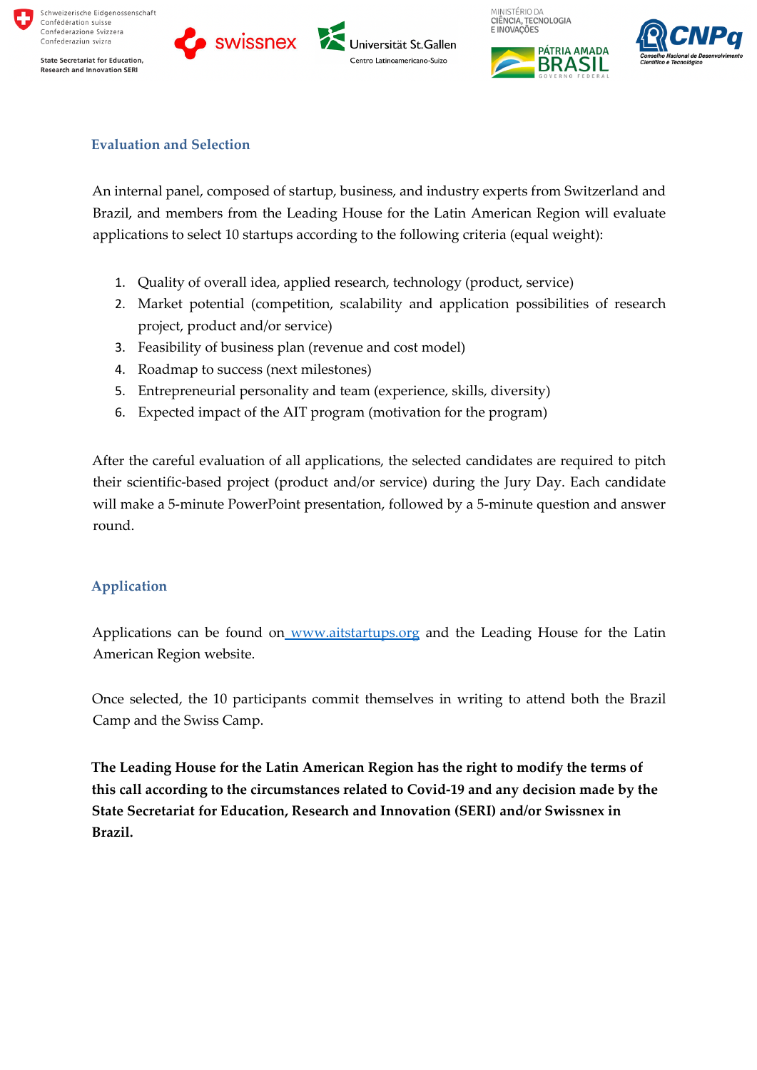## Evaluation and Selection

An internal panel, composed of startup, business, and industry experts from Switzerland and Brazil, and members from the Leading House for the Latin American Region will evaluate applications to select 10 startups according to the following criteria (equal weight):

1. Quality of overall idea, applied research, technology (product, service)
2. Market potential (competition, scalability and application possibilities of research project, product and/or service)
3. Feasibility of business plan (revenue and cost model)
4. Roadmap to success (next milestones)
5. Entrepreneurial personality and team (experience, skills, diversity)
6. Expected impact of the AIT program (motivation for the program)

After the careful evaluation of all applications, the selected candidates are required to pitch their scientific-based project (product and/or service) during the Jury Day. Each candidate will make a 5-minute PowerPoint presentation, followed by a 5-minute question and answer round.

## Application

Applications can be found on [www.aitstartups.org](http://www.aitstartups.org) and the Leading House for the Latin American Region website.

Once selected, the 10 participants commit themselves in writing to attend both the Brazil Camp and the Swiss Camp.

**The Leading House for the Latin American Region has the right to modify the terms of this call according to the circumstances related to Covid-19 and any decision made by the State Secretariat for Education, Research and Innovation (SERI) and/or Swissnex in Brazil.**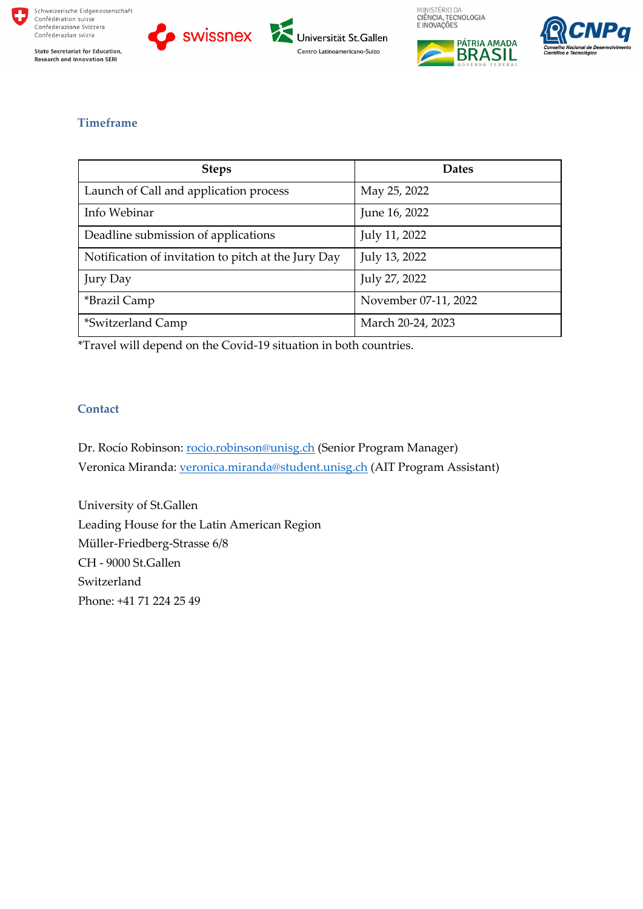## Timeframe

| Steps | Dates |
|---|---|
| Launch of Call and application process | May 25, 2022 |
| Info Webinar | June 16, 2022 |
| Deadline submission of applications | July 11, 2022 |
| Notification of invitation to pitch at the Jury Day | July 13, 2022 |
| Jury Day | July 27, 2022 |
| *Brazil Camp | November 07-11, 2022 |
| *Switzerland Camp | March 20-24, 2023 |

*Travel will depend on the Covid-19 situation in both countries.

## Contact

Dr. Rocío Robinson: rocio.robinson@unisg.ch (Senior Program Manager)
Veronica Miranda: veronica.miranda@student.unisg.ch (AIT Program Assistant)

University of St.Gallen
Leading House for the Latin American Region
Müller-Friedberg-Strasse 6/8
CH - 9000 St.Gallen
Switzerland
Phone: +41 71 224 25 49